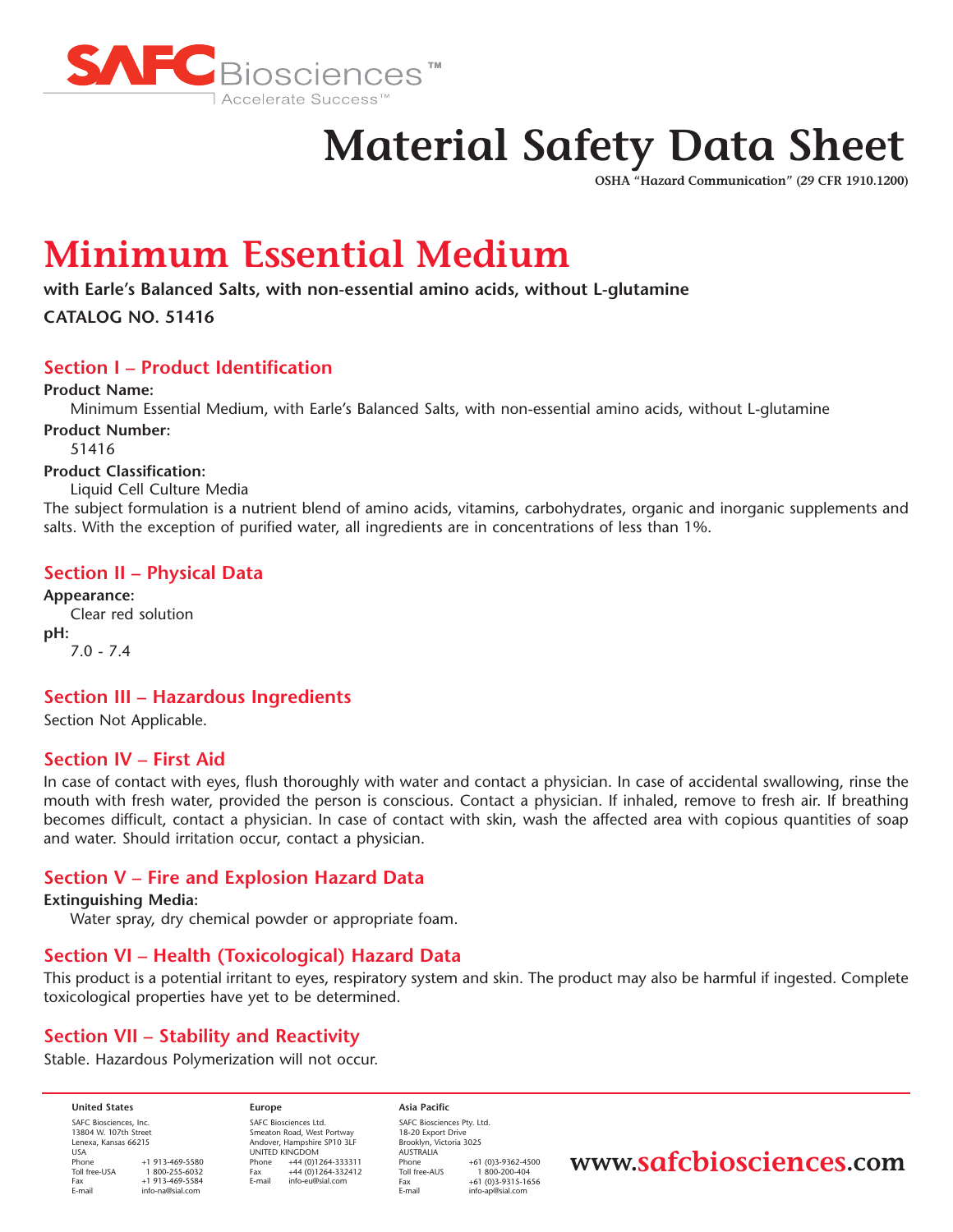SAFC Biosciences™

Accelerate Success™

# Material Safety Data Sheet

**OSHA "Hazard Communication" (29 CFR 1910.1200)**

# Minimum Essential Medium

**with Earle's Balanced Salts, with non-essential amino acids, without L-glutamine**

**CATALOG NO. 51416**

## Section I – Product Identification

**Product Name:**

Minimum Essential Medium, with Earle's Balanced Salts, with non-essential amino acids, without L-glutamine

**Product Number:**

51416

**Product Classification:**

Liquid Cell Culture Media

The subject formulation is a nutrient blend of amino acids, vitamins, carbohydrates, organic and inorganic supplements and salts. With the exception of purified water, all ingredients are in concentrations of less than 1%.

## Section II – Physical Data

**Appearance:**

Clear red solution

**pH:**

7.0 - 7.4

## Section III – Hazardous Ingredients

Section Not Applicable.

## Section IV – First Aid

In case of contact with eyes, flush thoroughly with water and contact a physician. In case of accidental swallowing, rinse the mouth with fresh water, provided the person is conscious. Contact a physician. If inhaled, remove to fresh air. If breathing becomes difficult, contact a physician. In case of contact with skin, wash the affected area with copious quantities of soap and water. Should irritation occur, contact a physician.

## Section V – Fire and Explosion Hazard Data

**Extinguishing Media:**

Water spray, dry chemical powder or appropriate foam.

## Section VI – Health (Toxicological) Hazard Data

This product is a potential irritant to eyes, respiratory system and skin. The product may also be harmful if ingested. Complete toxicological properties have yet to be determined.

## Section VII – Stability and Reactivity

Stable. Hazardous Polymerization will not occur.

**United States**

SAFC Biosciences, Inc.
13804 W. 107th Street
Lenexa, Kansas 66215
USA
Phone +1 913-469-5580
Toll free-USA 1 800-255-6032
Fax +1 913-469-5584
E-mail info-na@sial.com

**Europe**

SAFC Biosciences Ltd.
Smeaton Road, West Portway
Andover, Hampshire SP10 3LF
UNITED KINGDOM
Phone +44 (0)1264-333311
Fax +44 (0)1264-332412
E-mail info-eu@sial.com

**Asia Pacific**

SAFC Biosciences Pty. Ltd.
18-20 Export Drive
Brooklyn, Victoria 3025
AUSTRALIA
Phone +61 (0)3-9362-4500
Toll free-AUS 1 800-200-404
Fax +61 (0)3-9315-1656
E-mail info-ap@sial.com

**www.safcbiosciences.com**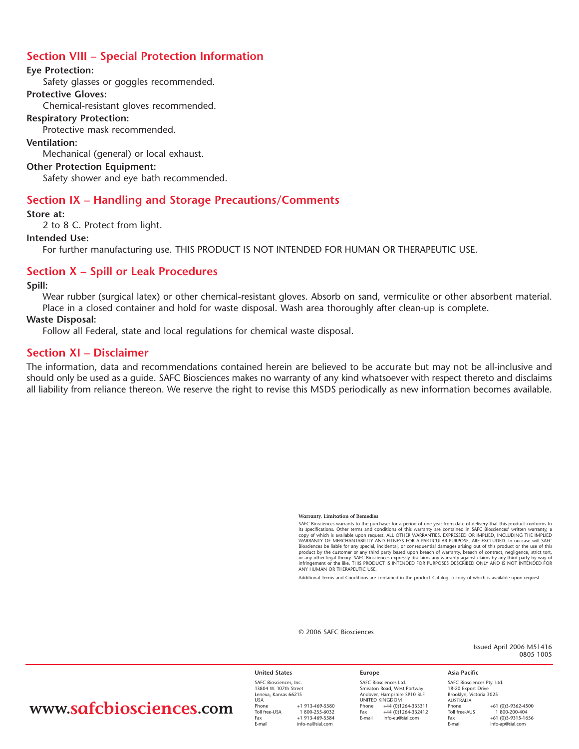## Section VIII – Special Protection Information

**Eye Protection:**
Safety glasses or goggles recommended.

**Protective Gloves:**
Chemical-resistant gloves recommended.

**Respiratory Protection:**
Protective mask recommended.

**Ventilation:**
Mechanical (general) or local exhaust.

**Other Protection Equipment:**
Safety shower and eye bath recommended.

## Section IX – Handling and Storage Precautions/Comments

**Store at:**
2 to 8 C. Protect from light.

**Intended Use:**
For further manufacturing use. THIS PRODUCT IS NOT INTENDED FOR HUMAN OR THERAPEUTIC USE.

## Section X – Spill or Leak Procedures

**Spill:**
Wear rubber (surgical latex) or other chemical-resistant gloves. Absorb on sand, vermiculite or other absorbent material. Place in a closed container and hold for waste disposal. Wash area thoroughly after clean-up is complete.

**Waste Disposal:**
Follow all Federal, state and local regulations for chemical waste disposal.

## Section XI – Disclaimer

The information, data and recommendations contained herein are believed to be accurate but may not be all-inclusive and should only be used as a guide. SAFC Biosciences makes no warranty of any kind whatsoever with respect thereto and disclaims all liability from reliance thereon. We reserve the right to revise this MSDS periodically as new information becomes available.

**Warranty, Limitation of Remedies**

SAFC Biosciences warrants to the purchaser for a period of one year from date of delivery that this product conforms to its specifications. Other terms and conditions of this warranty are contained in SAFC Biosciences' written warranty, a copy of which is available upon request. ALL OTHER WARRANTIES, EXPRESSED OR IMPLIED, INCLUDING THE IMPLIED WARRANTY OF MERCHANTABILITY AND FITNESS FOR A PARTICULAR PURPOSE, ARE EXCLUDED. In no case will SAFC Biosciences be liable for any special, incidental, or consequential damages arising out of this product or the use of this product by the customer or any third party based upon breach of warranty, breach of contract, negligence, strict tort, or any other legal theory. SAFC Biosciences expressly disclaims any warranty against claims by any third party by way of infringement or the like. THIS PRODUCT IS INTENDED FOR PURPOSES DESCRIBED ONLY AND IS NOT INTENDED FOR ANY HUMAN OR THERAPEUTIC USE.

Additional Terms and Conditions are contained in the product Catalog, a copy of which is available upon request.

© 2006 SAFC Biosciences

Issued April 2006 M51416
0805 1005

**www.safcbiosciences.com**

**United States**
SAFC Biosciences, Inc.
13804 W. 107th Street
Lenexa, Kansas 66215
USA
Phone +1 913-469-5580
Toll free-USA 1 800-255-6032
Fax +1 913-469-5584
E-mail info-na@sial.com

**Europe**
SAFC Biosciences Ltd.
Smeaton Road, West Portway
Andover, Hampshire SP10 3LF
UNITED KINGDOM
Phone +44 (0)1264-333311
Fax +44 (0)1264-332412
E-mail info-eu@sial.com

**Asia Pacific**
SAFC Biosciences Pty. Ltd.
18-20 Export Drive
Brooklyn, Victoria 3025
AUSTRALIA
Phone +61 (0)3-9362-4500
Toll free-AUS 1 800-200-404
Fax +61 (0)3-9315-1656
E-mail info-ap@sial.com